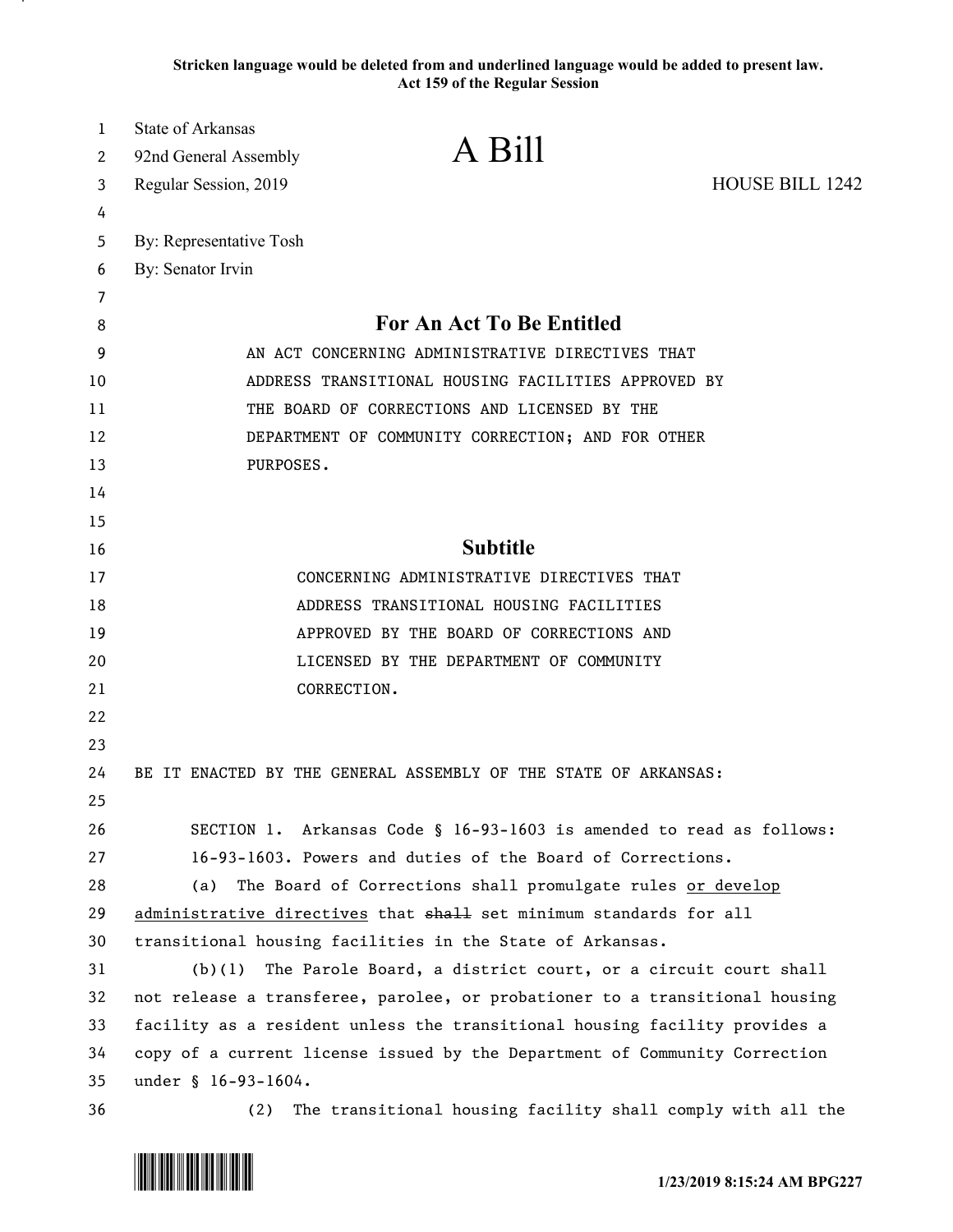Stricken language would be deleted from and underlined language would be added to present law.
Act 159 of the Regular Session

State of Arkansas
92nd General Assembly
Regular Session, 2019

# A Bill

HOUSE BILL 1242

By: Representative Tosh
By: Senator Irvin

## For An Act To Be Entitled

AN ACT CONCERNING ADMINISTRATIVE DIRECTIVES THAT ADDRESS TRANSITIONAL HOUSING FACILITIES APPROVED BY THE BOARD OF CORRECTIONS AND LICENSED BY THE DEPARTMENT OF COMMUNITY CORRECTION; AND FOR OTHER PURPOSES.

## Subtitle

CONCERNING ADMINISTRATIVE DIRECTIVES THAT ADDRESS TRANSITIONAL HOUSING FACILITIES APPROVED BY THE BOARD OF CORRECTIONS AND LICENSED BY THE DEPARTMENT OF COMMUNITY CORRECTION.

BE IT ENACTED BY THE GENERAL ASSEMBLY OF THE STATE OF ARKANSAS:

SECTION 1. Arkansas Code § 16-93-1603 is amended to read as follows:

16-93-1603. Powers and duties of the Board of Corrections.

(a) The Board of Corrections shall promulgate rules <u>or develop administrative directives</u> that ~~shall~~ set minimum standards for all transitional housing facilities in the State of Arkansas.

(b)(1) The Parole Board, a district court, or a circuit court shall not release a transferee, parolee, or probationer to a transitional housing facility as a resident unless the transitional housing facility provides a copy of a current license issued by the Department of Community Correction under § 16-93-1604.

(2) The transitional housing facility shall comply with all the

1/23/2019 8:15:24 AM BPG227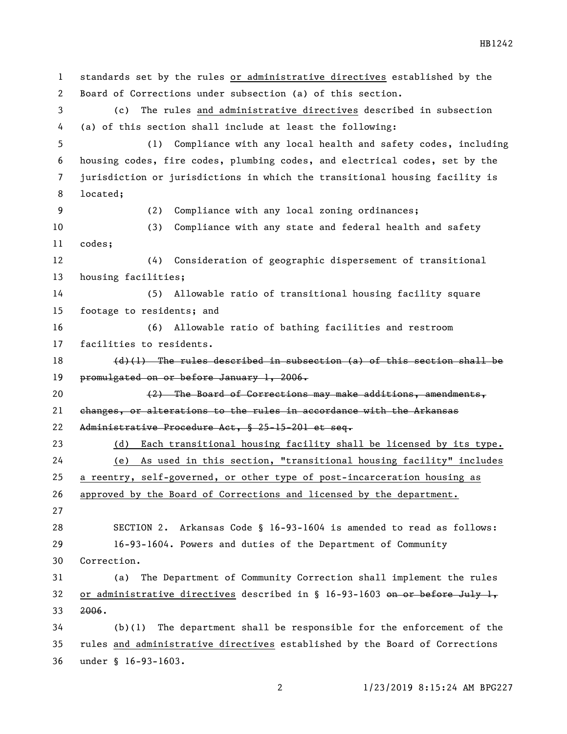standards set by the rules or administrative directives established by the Board of Corrections under subsection (a) of this section.

(c) The rules and administrative directives described in subsection (a) of this section shall include at least the following:

(1) Compliance with any local health and safety codes, including housing codes, fire codes, plumbing codes, and electrical codes, set by the jurisdiction or jurisdictions in which the transitional housing facility is located;

(2) Compliance with any local zoning ordinances;

(3) Compliance with any state and federal health and safety codes;

(4) Consideration of geographic dispersement of transitional housing facilities;

(5) Allowable ratio of transitional housing facility square footage to residents; and

(6) Allowable ratio of bathing facilities and restroom facilities to residents.

~~(d)(1) The rules described in subsection (a) of this section shall be promulgated on or before January 1, 2006.~~

~~(2) The Board of Corrections may make additions, amendments, changes, or alterations to the rules in accordance with the Arkansas Administrative Procedure Act, § 25-15-201 et seq.~~

(d) Each transitional housing facility shall be licensed by its type.

(e) As used in this section, "transitional housing facility" includes a reentry, self-governed, or other type of post-incarceration housing as approved by the Board of Corrections and licensed by the department.

SECTION 2. Arkansas Code § 16-93-1604 is amended to read as follows:

16-93-1604. Powers and duties of the Department of Community Correction.

(a) The Department of Community Correction shall implement the rules or administrative directives described in § 16-93-1603 ~~on or before July 1, 2006~~.

(b)(1) The department shall be responsible for the enforcement of the rules and administrative directives established by the Board of Corrections under § 16-93-1603.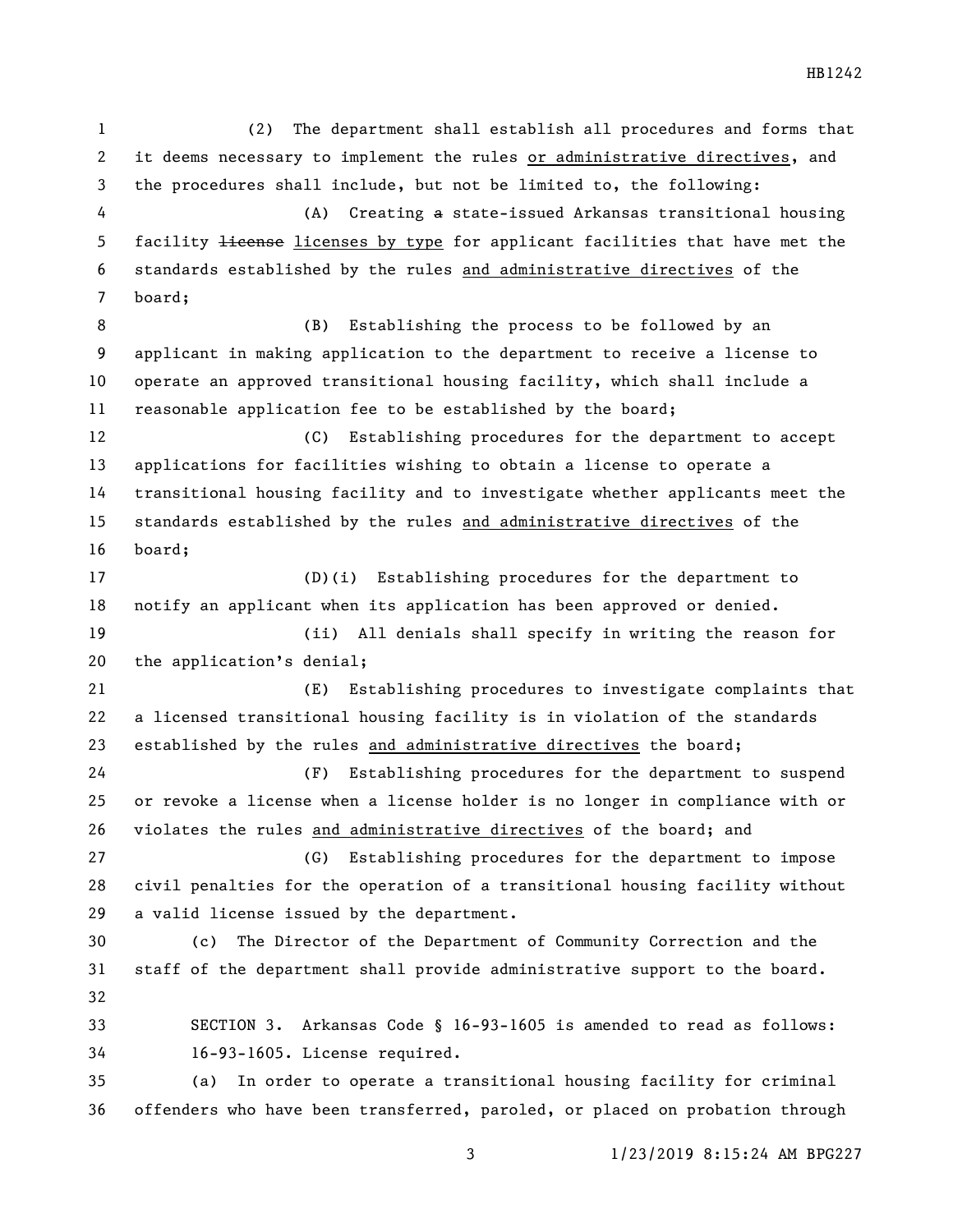(2) The department shall establish all procedures and forms that it deems necessary to implement the rules or administrative directives, and the procedures shall include, but not be limited to, the following:

(A) Creating ~~a~~ state-issued Arkansas transitional housing facility ~~license~~ licenses by type for applicant facilities that have met the standards established by the rules and administrative directives of the board;

(B) Establishing the process to be followed by an applicant in making application to the department to receive a license to operate an approved transitional housing facility, which shall include a reasonable application fee to be established by the board;

(C) Establishing procedures for the department to accept applications for facilities wishing to obtain a license to operate a transitional housing facility and to investigate whether applicants meet the standards established by the rules and administrative directives of the board;

(D)(i) Establishing procedures for the department to notify an applicant when its application has been approved or denied.

(ii) All denials shall specify in writing the reason for the application's denial;

(E) Establishing procedures to investigate complaints that a licensed transitional housing facility is in violation of the standards established by the rules and administrative directives the board;

(F) Establishing procedures for the department to suspend or revoke a license when a license holder is no longer in compliance with or violates the rules and administrative directives of the board; and

(G) Establishing procedures for the department to impose civil penalties for the operation of a transitional housing facility without a valid license issued by the department.

(c) The Director of the Department of Community Correction and the staff of the department shall provide administrative support to the board.

SECTION 3. Arkansas Code § 16-93-1605 is amended to read as follows:

16-93-1605. License required.

(a) In order to operate a transitional housing facility for criminal offenders who have been transferred, paroled, or placed on probation through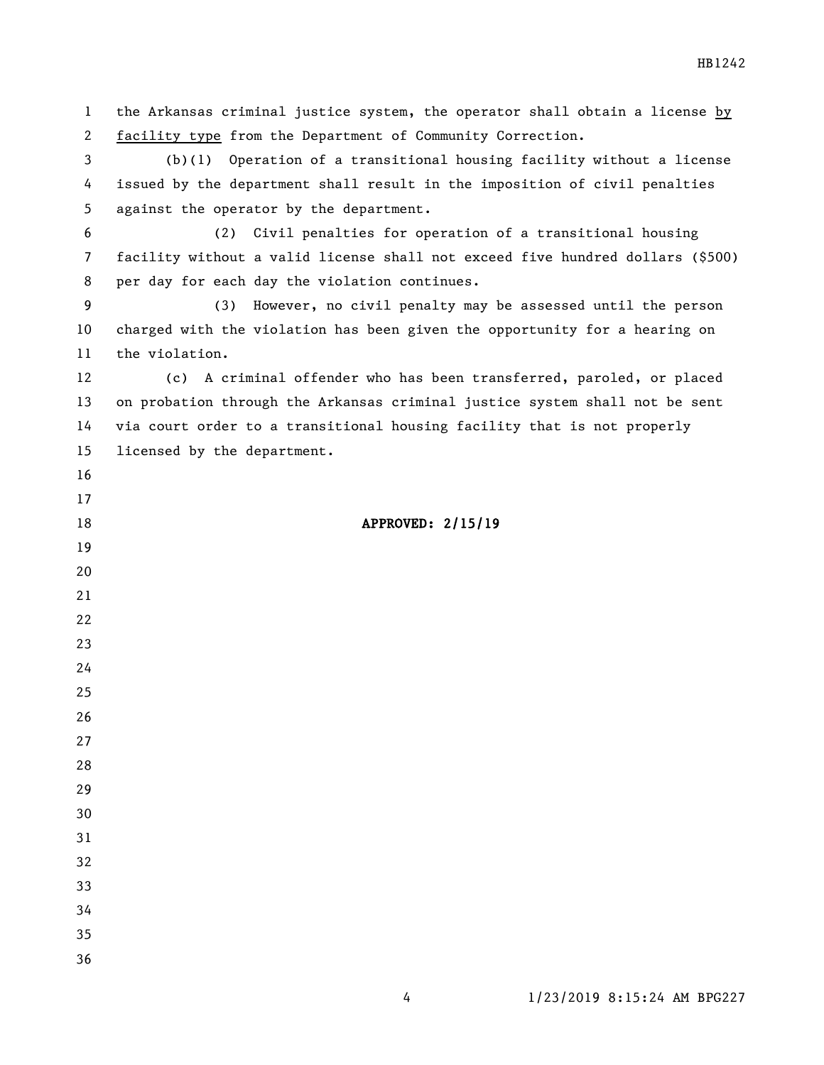the Arkansas criminal justice system, the operator shall obtain a license <u>by facility type</u> from the Department of Community Correction.

(b)(1) Operation of a transitional housing facility without a license issued by the department shall result in the imposition of civil penalties against the operator by the department.

(2) Civil penalties for operation of a transitional housing facility without a valid license shall not exceed five hundred dollars ($500) per day for each day the violation continues.

(3) However, no civil penalty may be assessed until the person charged with the violation has been given the opportunity for a hearing on the violation.

(c) A criminal offender who has been transferred, paroled, or placed on probation through the Arkansas criminal justice system shall not be sent via court order to a transitional housing facility that is not properly licensed by the department.

**APPROVED: 2/15/19**